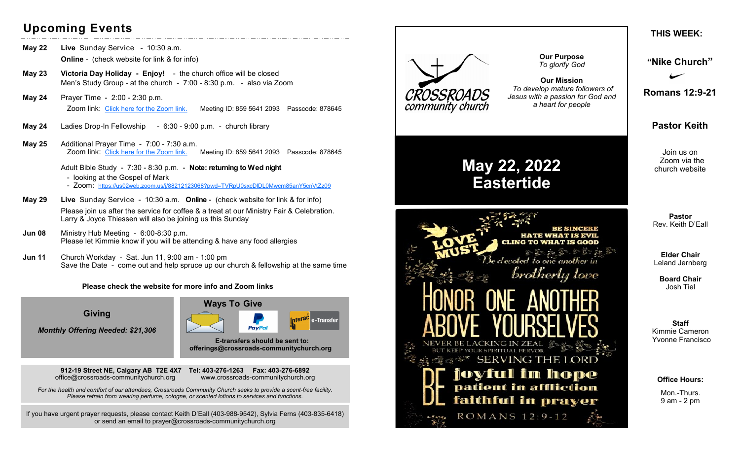## Upcoming Events

**May 22** **Live** Sunday Service - 10:30 a.m.
**Online** - (check website for link & for info)

**May 23** **Victoria Day Holiday - Enjoy!** - the church office will be closed
Men's Study Group - at the church - 7:00 - 8:30 p.m. - also via Zoom

**May 24** Prayer Time - 2:00 - 2:30 p.m.
Zoom link: Click here for the Zoom link. Meeting ID: 859 5641 2093 Passcode: 878645

**May 24** Ladies Drop-In Fellowship - 6:30 - 9:00 p.m. - church library

**May 25** Additional Prayer Time - 7:00 - 7:30 a.m.
Zoom link: Click here for the Zoom link. Meeting ID: 859 5641 2093 Passcode: 878645

Adult Bible Study - 7:30 - 8:30 p.m. - **Note: returning to Wed night**
- looking at the Gospel of Mark
- Zoom: https://us02web.zoom.us/j/88212123068?pwd=TVRpU0sxcDlDL0Mwcm85anY5cnVtZz09

**May 29** **Live** Sunday Service - 10:30 a.m. **Online** - (check website for link & for info)
Please join us after the service for coffee & a treat at our Ministry Fair & Celebration. Larry & Joyce Thiessen will also be joining us this Sunday

**Jun 08** Ministry Hub Meeting - 6:00-8:30 p.m.
Please let Kimmie know if you will be attending & have any food allergies

**Jun 11** Church Workday - Sat. Jun 11, 9:00 am - 1:00 pm
Save the Date - come out and help spruce up our church & fellowship at the same time

**Please check the website for more info and Zoom links**

### Giving

***Monthly Offering Needed: $21,306***

### Ways To Give

PayPal Interac e-Transfer

**E-transfers should be sent to: offerings@crossroads-communitychurch.org**

**912-19 Street NE, Calgary AB T2E 4X7 Tel: 403-276-1263 Fax: 403-276-6892**
office@crossroads-communitychurch.org www.crossroads-communitychurch.org

*For the health and comfort of our attendees, Crossroads Community Church seeks to provide a scent-free facility. Please refrain from wearing perfume, cologne, or scented lotions to services and functions.*

If you have urgent prayer requests, please contact Keith D'Eall (403-988-9542), Sylvia Ferns (403-835-6418) or send an email to prayer@crossroads-communitychurch.org

CROSSROADS community church

**Our Purpose**
*To glorify God*

**Our Mission**
*To develop mature followers of Jesus with a passion for God and a heart for people*

# May 22, 2022
# Eastertide

LOVE MUST BE SINCERE
HATE WHAT IS EVIL
CLING TO WHAT IS GOOD
Be devoted to one another in brotherly love
HONOR ONE ANOTHER ABOVE YOURSELVES
NEVER BE LACKING IN ZEAL
BUT KEEP YOUR SPIRITUAL FERVOR
SERVING THE LORD
BE joyful in hope
patient in affliction
faithful in prayer
ROMANS 12:9-12

**THIS WEEK:**

## "Nike Church"

## Romans 12:9-21

## Pastor Keith

Join us on Zoom via the church website

**Pastor**
Rev. Keith D'Eall

**Elder Chair**
Leland Jernberg

**Board Chair**
Josh Tiel

**Staff**
Kimmie Cameron
Yvonne Francisco

**Office Hours:**

Mon.-Thurs.
9 am - 2 pm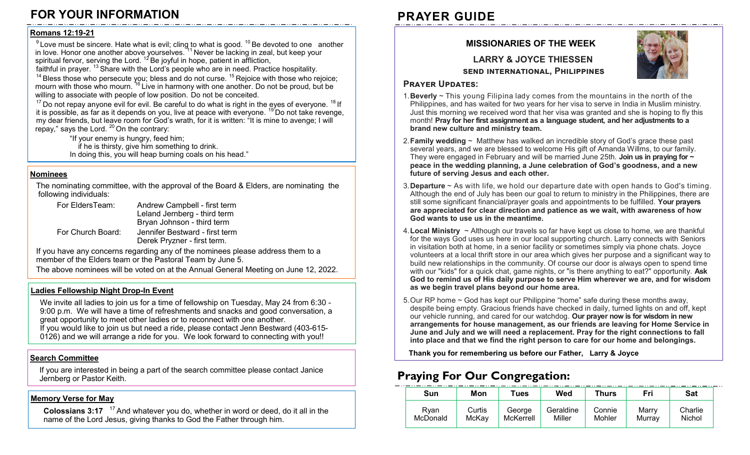# FOR YOUR INFORMATION

**Romans 12:19-21**

[9] Love must be sincere. Hate what is evil; cling to what is good. [10] Be devoted to one another in love. Honor one another above yourselves. [11] Never be lacking in zeal, but keep your spiritual fervor, serving the Lord. [12] Be joyful in hope, patient in affliction, faithful in prayer. [13] Share with the Lord's people who are in need. Practice hospitality. [14] Bless those who persecute you; bless and do not curse. [15] Rejoice with those who rejoice; mourn with those who mourn. [16] Live in harmony with one another. Do not be proud, but be willing to associate with people of low position. Do not be conceited.

[17] Do not repay anyone evil for evil. Be careful to do what is right in the eyes of everyone. [18] If it is possible, as far as it depends on you, live at peace with everyone. [19] Do not take revenge, my dear friends, but leave room for God's wrath, for it is written: "It is mine to avenge; I will repay," says the Lord. [20] On the contrary:

"If your enemy is hungry, feed him;
if he is thirsty, give him something to drink.
In doing this, you will heap burning coals on his head."

**Nominees**

The nominating committee, with the approval of the Board & Elders, are nominating the following individuals:

For EldersTeam:
- Andrew Campbell - first term
- Leland Jernberg - third term
- Bryan Johnson - third term

For Church Board:
- Jennifer Bestward - first term
- Derek Pryzner - first term.

If you have any concerns regarding any of the nominees please address them to a member of the Elders team or the Pastoral Team by June 5.

The above nominees will be voted on at the Annual General Meeting on June 12, 2022.

**Ladies Fellowship Night Drop-In Event**

We invite all ladies to join us for a time of fellowship on Tuesday, May 24 from 6:30 - 9:00 p.m. We will have a time of refreshments and snacks and good conversation, a great opportunity to meet other ladies or to reconnect with one another.
If you would like to join us but need a ride, please contact Jenn Bestward (403-615-0126) and we will arrange a ride for you. We look forward to connecting with you!!

**Search Committee**

If you are interested in being a part of the search committee please contact Janice Jernberg or Pastor Keith.

**Memory Verse for May**

**Colossians 3:17** [17] And whatever you do, whether in word or deed, do it all in the name of the Lord Jesus, giving thanks to God the Father through him.

# PRAYER GUIDE

### MISSIONARIES OF THE WEEK

### LARRY & JOYCE THIESSEN

**SEND INTERNATIONAL, PHILIPPINES**

**Prayer Updates:**

1. **Beverly** ~ This young Filipina lady comes from the mountains in the north of the Philippines, and has waited for two years for her visa to serve in India in Muslim ministry. Just this morning we received word that her visa was granted and she is hoping to fly this month! **Pray for her first assignment as a language student, and her adjustments to a brand new culture and ministry team.**
2. **Family wedding** ~ Matthew has walked an incredible story of God's grace these past several years, and we are blessed to welcome His gift of Amanda Willms, to our family. They were engaged in February and will be married June 25th. **Join us in praying for ~ peace in the wedding planning, a June celebration of God's goodness, and a new future of serving Jesus and each other.**
3. **Departure** ~ As with life, we hold our departure date with open hands to God's timing. Although the end of July has been our goal to return to ministry in the Philippines, there are still some significant financial/prayer goals and appointments to be fulfilled. **Your prayers are appreciated for clear direction and patience as we wait, with awareness of how God wants to use us in the meantime.**
4. **Local Ministry** ~ Although our travels so far have kept us close to home, we are thankful for the ways God uses us here in our local supporting church. Larry connects with Seniors in visitation both at home, in a senior facility or sometimes simply via phone chats. Joyce volunteers at a local thrift store in our area which gives her purpose and a significant way to build new relationships in the community. Of course our door is always open to spend time with our "kids" for a quick chat, game nights, or "is there anything to eat?" opportunity. **Ask God to remind us of His daily purpose to serve Him wherever we are, and for wisdom as we begin travel plans beyond our home area.**
5. Our RP home ~ God has kept our Philippine "home" safe during these months away, despite being empty. Gracious friends have checked in daily, turned lights on and off, kept our vehicle running, and cared for our watchdog. **Our prayer now is for wisdom in new arrangements for house management, as our friends are leaving for Home Service in June and July and we will need a replacement. Pray for the right connections to fall into place and that we find the right person to care for our home and belongings.**

**Thank you for remembering us before our Father, Larry & Joyce**

## Praying For Our Congregation:

| Sun | Mon | Tues | Wed | Thurs | Fri | Sat |
|---|---|---|---|---|---|---|
| Ryan McDonald | Curtis McKay | George McKerrell | Geraldine Miller | Connie Mohler | Marry Murray | Charlie Nichol |